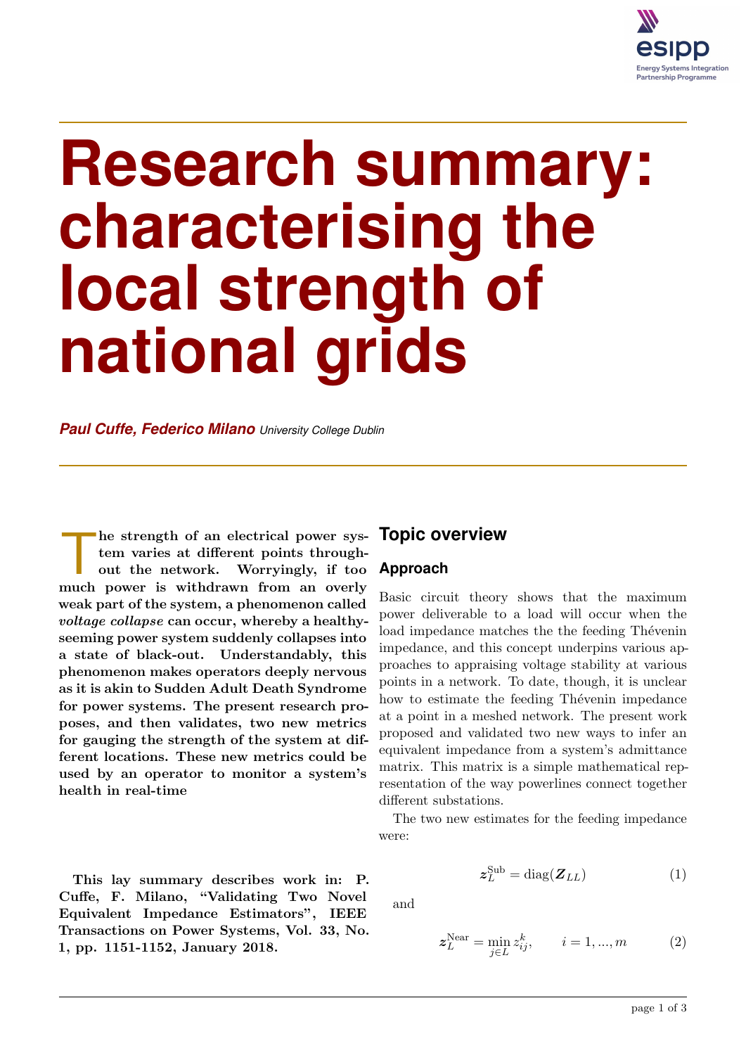# Research summary: characterising the local strength of national grids

***Paul Cuffe, Federico Milano*** *University College Dublin*

**The strength of an electrical power system varies at different points throughout the network. Worryingly, if too much power is withdrawn from an overly weak part of the system, a phenomenon called *voltage collapse* can occur, whereby a healthy-seeming power system suddenly collapses into a state of black-out. Understandably, this phenomenon makes operators deeply nervous as it is akin to Sudden Adult Death Syndrome for power systems. The present research proposes, and then validates, two new metrics for gauging the strength of the system at different locations. These new metrics could be used by an operator to monitor a system's health in real-time**

**This lay summary describes work in: P. Cuffe, F. Milano, "Validating Two Novel Equivalent Impedance Estimators", IEEE Transactions on Power Systems, Vol. 33, No. 1, pp. 1151-1152, January 2018.**

## Topic overview

### Approach

Basic circuit theory shows that the maximum power deliverable to a load will occur when the load impedance matches the the feeding Thévenin impedance, and this concept underpins various approaches to appraising voltage stability at various points in a network. To date, though, it is unclear how to estimate the feeding Thévenin impedance at a point in a meshed network. The present work proposed and validated two new ways to infer an equivalent impedance from a system's admittance matrix. This matrix is a simple mathematical representation of the way powerlines connect together different substations.

The two new estimates for the feeding impedance were:

$$\boldsymbol{z}_L^{\mathrm{Sub}} = \mathrm{diag}(\boldsymbol{Z}_{LL}) \tag{1}$$

and

$$\boldsymbol{z}_L^{\mathrm{Near}} = \min_{j \in L} z_{ij}^k, \qquad i = 1, ..., m \tag{2}$$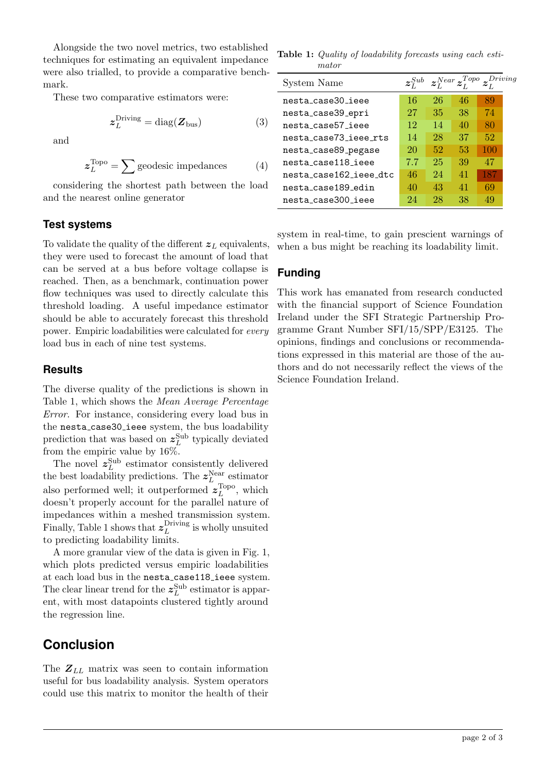Alongside the two novel metrics, two established techniques for estimating an equivalent impedance were also trialled, to provide a comparative benchmark.

These two comparative estimators were:

$$\boldsymbol{z}_L^{\text{Driving}} = \text{diag}(\boldsymbol{Z}_{\text{bus}}) \tag{3}$$

and

$$\boldsymbol{z}_L^{\text{Topo}} = \sum \text{geodesic impedances} \tag{4}$$

considering the shortest path between the load and the nearest online generator

### Test systems

To validate the quality of the different $\boldsymbol{z}_L$ equivalents, they were used to forecast the amount of load that can be served at a bus before voltage collapse is reached. Then, as a benchmark, continuation power flow techniques was used to directly calculate this threshold loading. A useful impedance estimator should be able to accurately forecast this threshold power. Empiric loadabilities were calculated for *every* load bus in each of nine test systems.

### Results

The diverse quality of the predictions is shown in Table 1, which shows the *Mean Average Percentage Error*. For instance, considering every load bus in the `nesta_case30_ieee` system, the bus loadability prediction that was based on $\boldsymbol{z}_L^{\text{Sub}}$ typically deviated from the empiric value by 16%.

The novel $\boldsymbol{z}_L^{\text{Sub}}$ estimator consistently delivered the best loadability predictions. The $\boldsymbol{z}_L^{\text{Near}}$ estimator also performed well; it outperformed $\boldsymbol{z}_L^{\text{Topo}}$, which doesn't properly account for the parallel nature of impedances within a meshed transmission system. Finally, Table 1 shows that $\boldsymbol{z}_L^{\text{Driving}}$ is wholly unsuited to predicting loadability limits.

A more granular view of the data is given in Fig. 1, which plots predicted versus empiric loadabilities at each load bus in the `nesta_case118_ieee` system. The clear linear trend for the $\boldsymbol{z}_L^{\text{Sub}}$ estimator is apparent, with most datapoints clustered tightly around the regression line.

## Conclusion

The $\boldsymbol{Z}_{LL}$ matrix was seen to contain information useful for bus loadability analysis. System operators could use this matrix to monitor the health of their system in real-time, to gain prescient warnings of when a bus might be reaching its loadability limit.

**Table 1:** *Quality of loadability forecasts using each estimator*

| System Name | $\boldsymbol{z}_L^{Sub}$ | $\boldsymbol{z}_L^{Near}$ | $\boldsymbol{z}_L^{Topo}$ | $\boldsymbol{z}_L^{Driving}$ |
|---|---|---|---|---|
| `nesta_case30_ieee` | 16 | 26 | 46 | 89 |
| `nesta_case39_epri` | 27 | 35 | 38 | 74 |
| `nesta_case57_ieee` | 12 | 14 | 40 | 80 |
| `nesta_case73_ieee_rts` | 14 | 28 | 37 | 52 |
| `nesta_case89_pegase` | 20 | 52 | 53 | 100 |
| `nesta_case118_ieee` | 7.7 | 25 | 39 | 47 |
| `nesta_case162_ieee_dtc` | 46 | 24 | 41 | 187 |
| `nesta_case189_edin` | 40 | 43 | 41 | 69 |
| `nesta_case300_ieee` | 24 | 28 | 38 | 49 |

### Funding

This work has emanated from research conducted with the financial support of Science Foundation Ireland under the SFI Strategic Partnership Programme Grant Number SFI/15/SPP/E3125. The opinions, findings and conclusions or recommendations expressed in this material are those of the authors and do not necessarily reflect the views of the Science Foundation Ireland.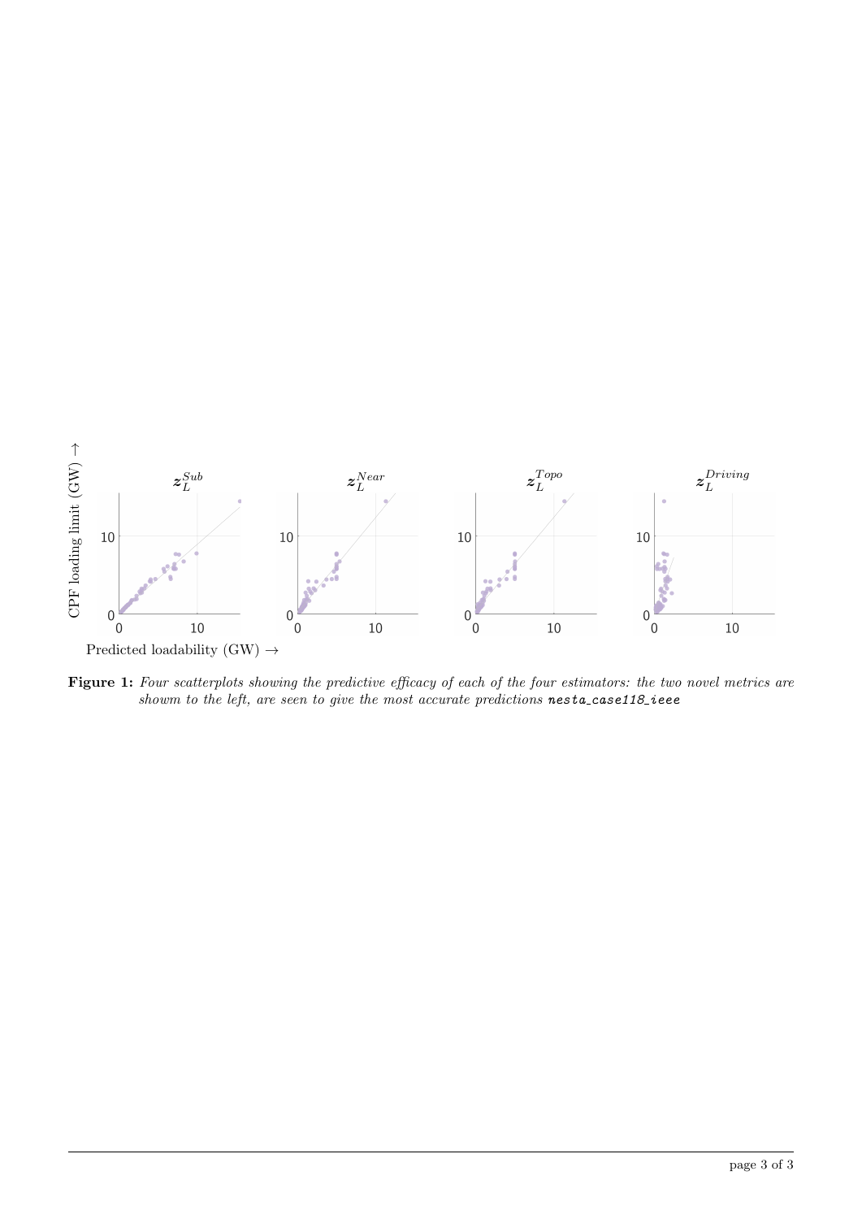CPF loading limit (GW) →

$z_L^{Sub}$

$z_L^{Near}$

$z_L^{Topo}$

$z_L^{Driving}$

10

0

0

10

Predicted loadability (GW) →

**Figure 1:** *Four scatterplots showing the predictive efficacy of each of the four estimators: the two novel metrics are showm to the left, are seen to give the most accurate predictions* `nesta_case118_ieee`